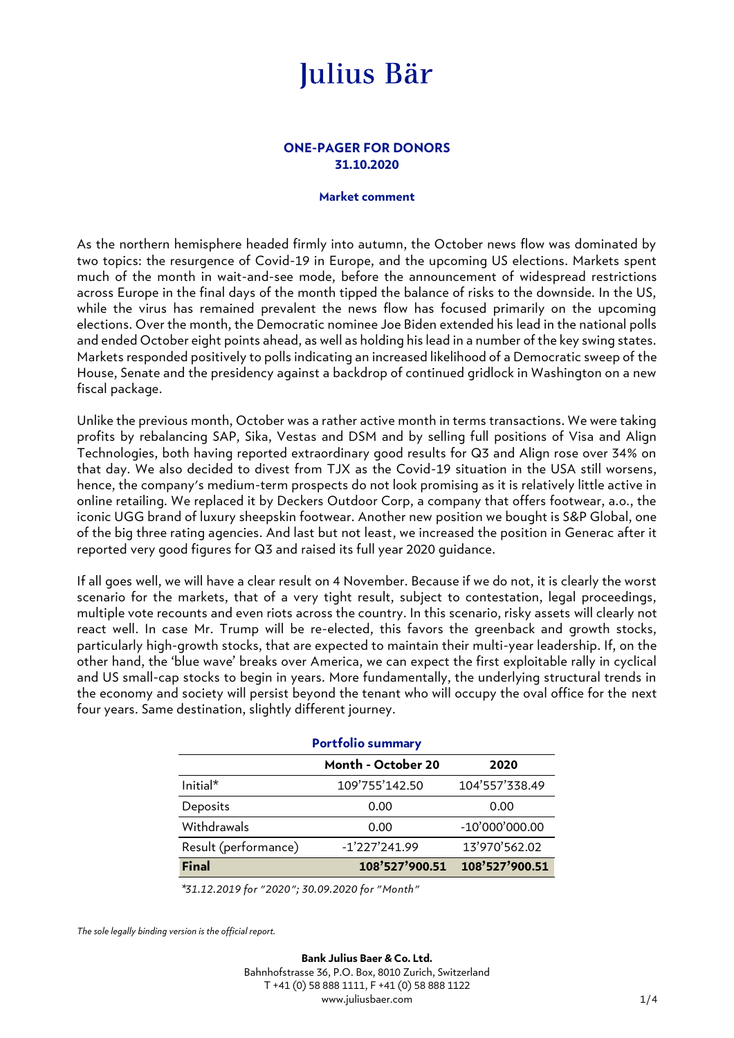# Julius Bär

## ONE-PAGER FOR DONORS
## 31.10.2020

### Market comment

As the northern hemisphere headed firmly into autumn, the October news flow was dominated by two topics: the resurgence of Covid-19 in Europe, and the upcoming US elections. Markets spent much of the month in wait-and-see mode, before the announcement of widespread restrictions across Europe in the final days of the month tipped the balance of risks to the downside. In the US, while the virus has remained prevalent the news flow has focused primarily on the upcoming elections. Over the month, the Democratic nominee Joe Biden extended his lead in the national polls and ended October eight points ahead, as well as holding his lead in a number of the key swing states. Markets responded positively to polls indicating an increased likelihood of a Democratic sweep of the House, Senate and the presidency against a backdrop of continued gridlock in Washington on a new fiscal package.

Unlike the previous month, October was a rather active month in terms transactions. We were taking profits by rebalancing SAP, Sika, Vestas and DSM and by selling full positions of Visa and Align Technologies, both having reported extraordinary good results for Q3 and Align rose over 34% on that day. We also decided to divest from TJX as the Covid-19 situation in the USA still worsens, hence, the company's medium-term prospects do not look promising as it is relatively little active in online retailing. We replaced it by Deckers Outdoor Corp, a company that offers footwear, a.o., the iconic UGG brand of luxury sheepskin footwear. Another new position we bought is S&P Global, one of the big three rating agencies. And last but not least, we increased the position in Generac after it reported very good figures for Q3 and raised its full year 2020 guidance.

If all goes well, we will have a clear result on 4 November. Because if we do not, it is clearly the worst scenario for the markets, that of a very tight result, subject to contestation, legal proceedings, multiple vote recounts and even riots across the country. In this scenario, risky assets will clearly not react well. In case Mr. Trump will be re-elected, this favors the greenback and growth stocks, particularly high-growth stocks, that are expected to maintain their multi-year leadership. If, on the other hand, the 'blue wave' breaks over America, we can expect the first exploitable rally in cyclical and US small-cap stocks to begin in years. More fundamentally, the underlying structural trends in the economy and society will persist beyond the tenant who will occupy the oval office for the next four years. Same destination, slightly different journey.

### Portfolio summary

| | Month - October 20 | 2020 |
|---|---|---|
| Initial* | 109'755'142.50 | 104'557'338.49 |
| Deposits | 0.00 | 0.00 |
| Withdrawals | 0.00 | -10'000'000.00 |
| Result (performance) | -1'227'241.99 | 13'970'562.02 |
| **Final** | **108'527'900.51** | **108'527'900.51** |

*\*31.12.2019 for "2020"; 30.09.2020 for "Month"*

*The sole legally binding version is the official report.*

**Bank Julius Baer & Co. Ltd.**
Bahnhofstrasse 36, P.O. Box, 8010 Zurich, Switzerland
T +41 (0) 58 888 1111, F +41 (0) 58 888 1122
www.juliusbaer.com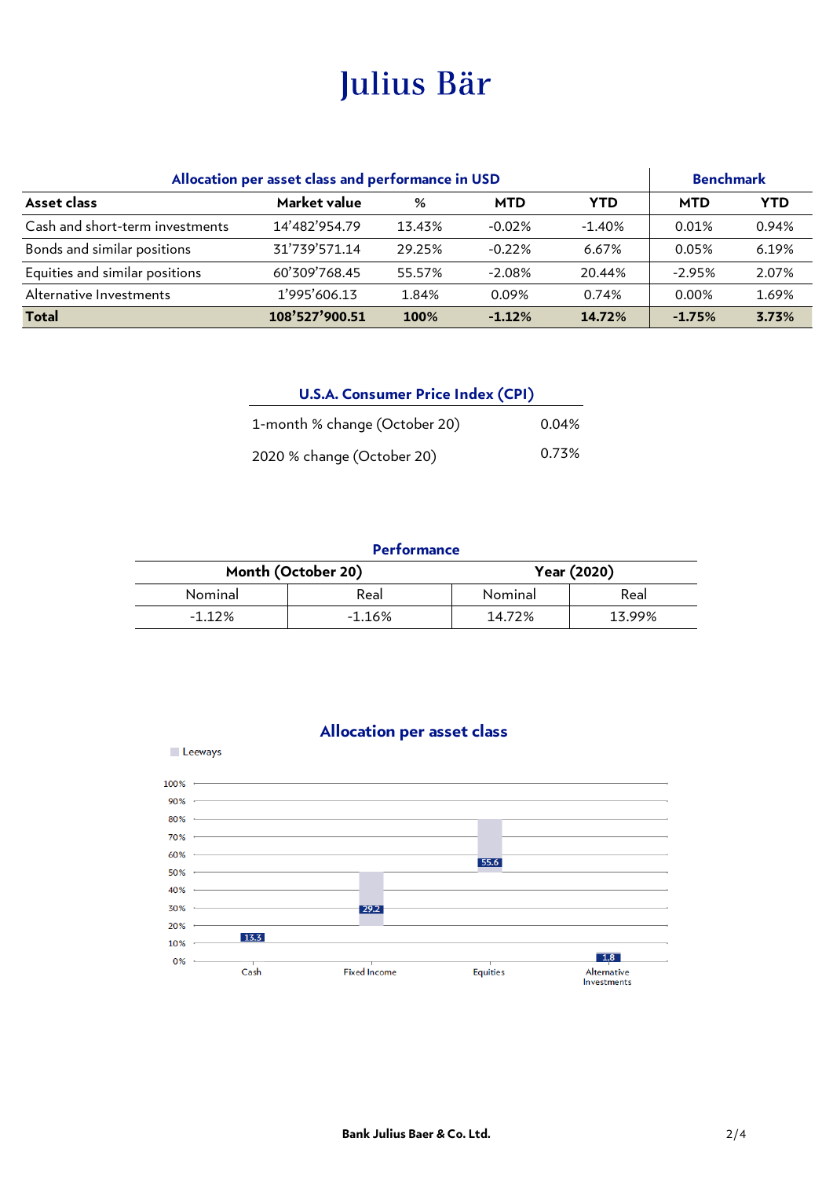# Julius Bär

| Allocation per asset class and performance in USD | | | | | Benchmark | |
|---|---|---|---|---|---|---|
| **Asset class** | **Market value** | **%** | **MTD** | **YTD** | **MTD** | **YTD** |
| Cash and short-term investments | 14’482’954.79 | 13.43% | -0.02% | -1.40% | 0.01% | 0.94% |
| Bonds and similar positions | 31’739’571.14 | 29.25% | -0.22% | 6.67% | 0.05% | 6.19% |
| Equities and similar positions | 60’309’768.45 | 55.57% | -2.08% | 20.44% | -2.95% | 2.07% |
| Alternative Investments | 1’995’606.13 | 1.84% | 0.09% | 0.74% | 0.00% | 1.69% |
| **Total** | **108’527’900.51** | **100%** | **-1.12%** | **14.72%** | **-1.75%** | **3.73%** |

| U.S.A. Consumer Price Index (CPI) | |
|---|---|
| 1-month % change (October 20) | 0.04% |
| 2020 % change (October 20) | 0.73% |

| Performance | | | |
|---|---|---|---|
| **Month (October 20)** | | **Year (2020)** | |
| Nominal | Real | Nominal | Real |
| -1.12% | -1.16% | 14.72% | 13.99% |

## Allocation per asset class

Leeways

| Asset class | Allocation |
|---|---|
| Cash | 13.3 |
| Fixed Income | 29.2 |
| Equities | 55.6 |
| Alternative Investments | 1.8 |

Bank Julius Baer & Co. Ltd.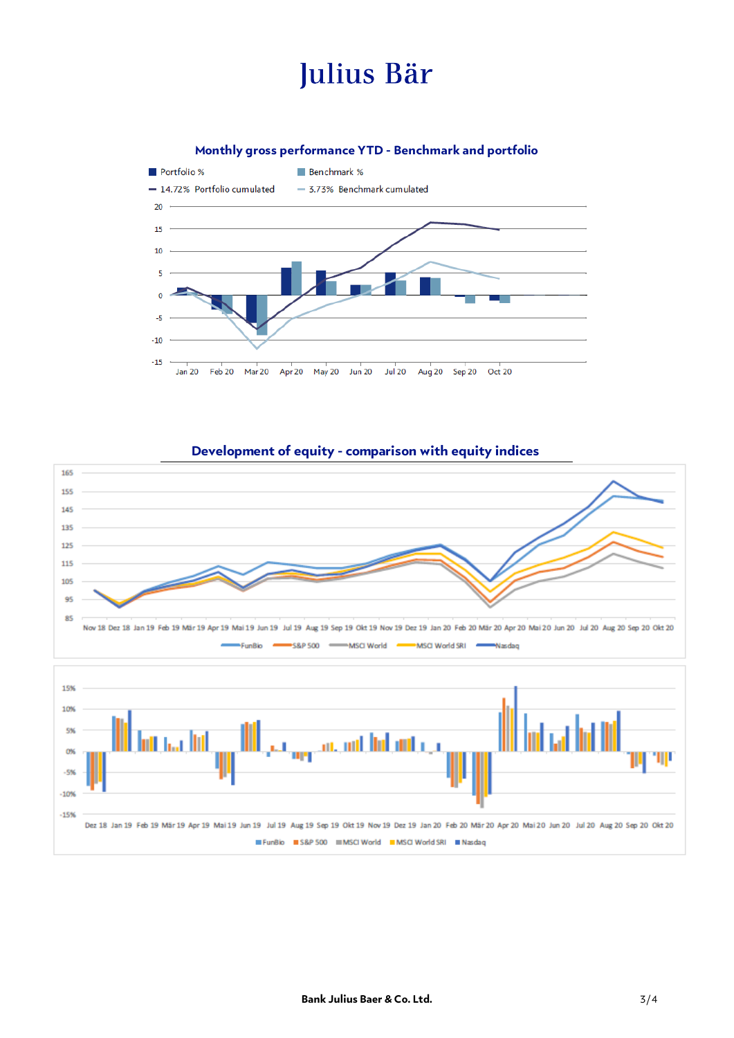# Julius Bär

## Monthly gross performance YTD - Benchmark and portfolio

Portfolio % | Benchmark %

14.72% Portfolio cumulated | 3.73% Benchmark cumulated

## Development of equity - comparison with equity indices

FunBio | S&P 500 | MSCI World | MSCI World SRI | Nasdaq

Bank Julius Baer & Co. Ltd.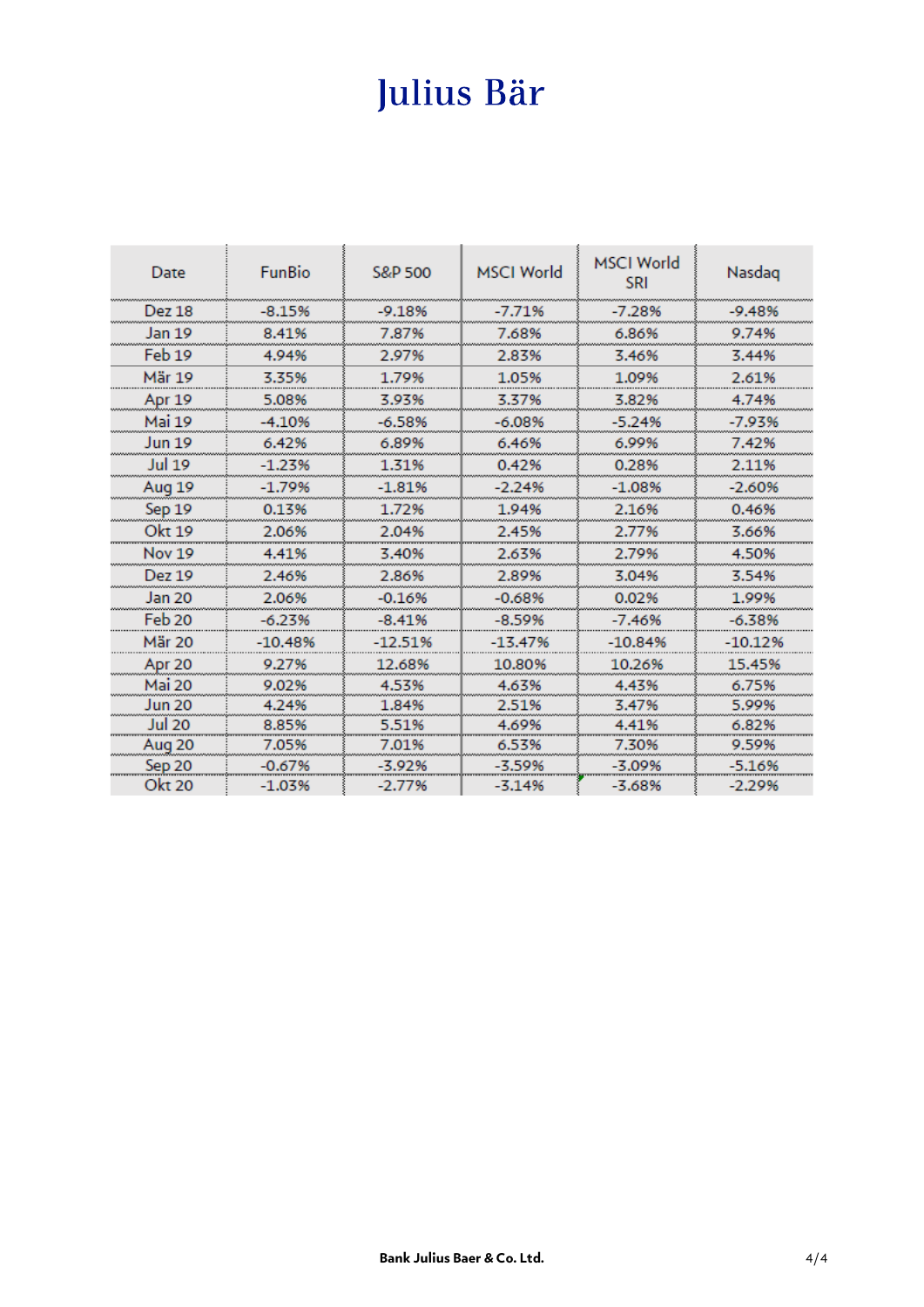# Julius Bär

| Date | FunBio | S&P 500 | MSCI World | MSCI World SRI | Nasdaq |
|---|---|---|---|---|---|
| Dez 18 | -8.15% | -9.18% | -7.71% | -7.28% | -9.48% |
| Jan 19 | 8.41% | 7.87% | 7.68% | 6.86% | 9.74% |
| Feb 19 | 4.94% | 2.97% | 2.83% | 3.46% | 3.44% |
| Mär 19 | 3.35% | 1.79% | 1.05% | 1.09% | 2.61% |
| Apr 19 | 5.08% | 3.93% | 3.37% | 3.82% | 4.74% |
| Mai 19 | -4.10% | -6.58% | -6.08% | -5.24% | -7.93% |
| Jun 19 | 6.42% | 6.89% | 6.46% | 6.99% | 7.42% |
| Jul 19 | -1.23% | 1.31% | 0.42% | 0.28% | 2.11% |
| Aug 19 | -1.79% | -1.81% | -2.24% | -1.08% | -2.60% |
| Sep 19 | 0.13% | 1.72% | 1.94% | 2.16% | 0.46% |
| Okt 19 | 2.06% | 2.04% | 2.45% | 2.77% | 3.66% |
| Nov 19 | 4.41% | 3.40% | 2.63% | 2.79% | 4.50% |
| Dez 19 | 2.46% | 2.86% | 2.89% | 3.04% | 3.54% |
| Jan 20 | 2.06% | -0.16% | -0.68% | 0.02% | 1.99% |
| Feb 20 | -6.23% | -8.41% | -8.59% | -7.46% | -6.38% |
| Mär 20 | -10.48% | -12.51% | -13.47% | -10.84% | -10.12% |
| Apr 20 | 9.27% | 12.68% | 10.80% | 10.26% | 15.45% |
| Mai 20 | 9.02% | 4.53% | 4.63% | 4.43% | 6.75% |
| Jun 20 | 4.24% | 1.84% | 2.51% | 3.47% | 5.99% |
| Jul 20 | 8.85% | 5.51% | 4.69% | 4.41% | 6.82% |
| Aug 20 | 7.05% | 7.01% | 6.53% | 7.30% | 9.59% |
| Sep 20 | -0.67% | -3.92% | -3.59% | -3.09% | -5.16% |
| Okt 20 | -1.03% | -2.77% | -3.14% | -3.68% | -2.29% |

**Bank Julius Baer & Co. Ltd.**